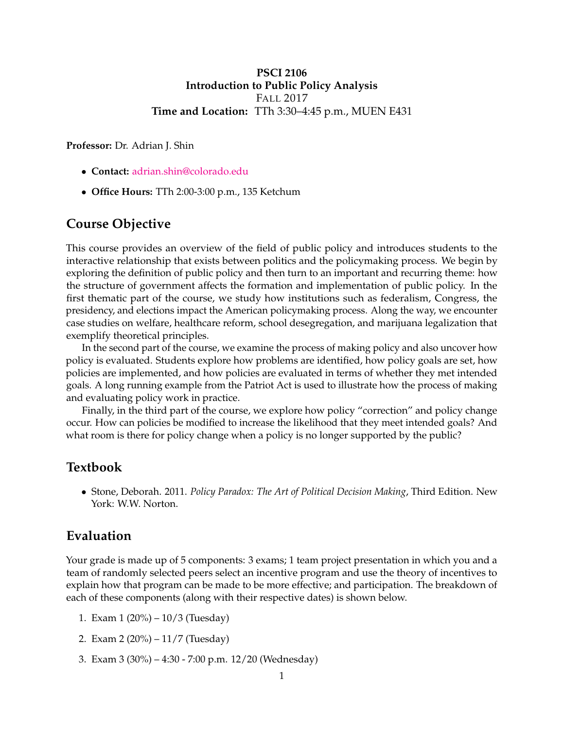**PSCI 2106**
**Introduction to Public Policy Analysis**
FALL 2017
**Time and Location:** TTh 3:30–4:45 p.m., MUEN E431

**Professor:** Dr. Adrian J. Shin

- **Contact:** adrian.shin@colorado.edu
- **Office Hours:** TTh 2:00-3:00 p.m., 135 Ketchum

## Course Objective

This course provides an overview of the field of public policy and introduces students to the interactive relationship that exists between politics and the policymaking process. We begin by exploring the definition of public policy and then turn to an important and recurring theme: how the structure of government affects the formation and implementation of public policy. In the first thematic part of the course, we study how institutions such as federalism, Congress, the presidency, and elections impact the American policymaking process. Along the way, we encounter case studies on welfare, healthcare reform, school desegregation, and marijuana legalization that exemplify theoretical principles.

In the second part of the course, we examine the process of making policy and also uncover how policy is evaluated. Students explore how problems are identified, how policy goals are set, how policies are implemented, and how policies are evaluated in terms of whether they met intended goals. A long running example from the Patriot Act is used to illustrate how the process of making and evaluating policy work in practice.

Finally, in the third part of the course, we explore how policy "correction" and policy change occur. How can policies be modified to increase the likelihood that they meet intended goals? And what room is there for policy change when a policy is no longer supported by the public?

## Textbook

- Stone, Deborah. 2011. *Policy Paradox: The Art of Political Decision Making*, Third Edition. New York: W.W. Norton.

## Evaluation

Your grade is made up of 5 components: 3 exams; 1 team project presentation in which you and a team of randomly selected peers select an incentive program and use the theory of incentives to explain how that program can be made to be more effective; and participation. The breakdown of each of these components (along with their respective dates) is shown below.

1. Exam 1 (20%) – 10/3 (Tuesday)
2. Exam 2 (20%) – 11/7 (Tuesday)
3. Exam 3 (30%) – 4:30 - 7:00 p.m. 12/20 (Wednesday)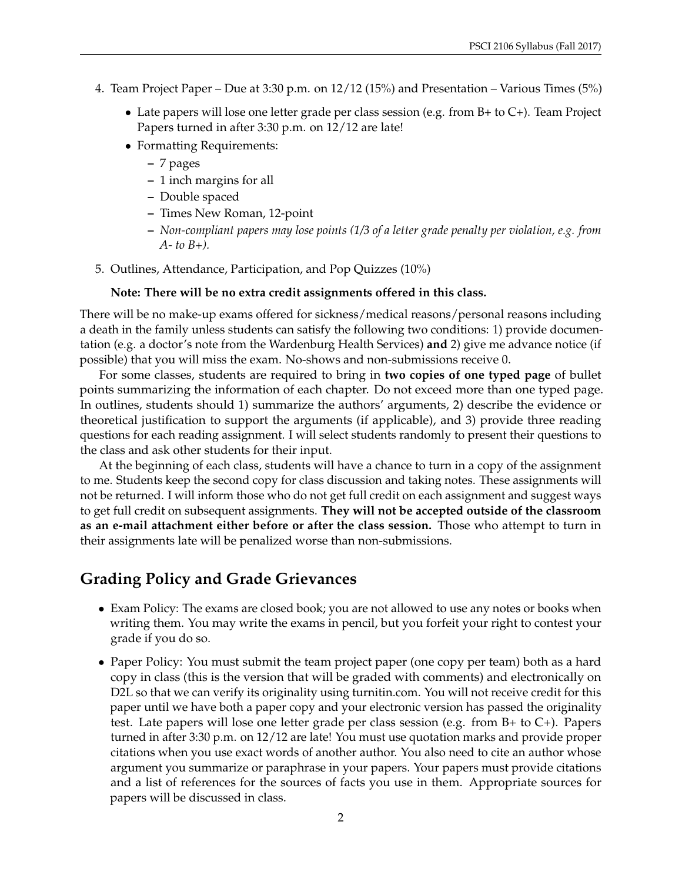4. Team Project Paper – Due at 3:30 p.m. on 12/12 (15%) and Presentation – Various Times (5%)
   - Late papers will lose one letter grade per class session (e.g. from B+ to C+). Team Project Papers turned in after 3:30 p.m. on 12/12 are late!
   - Formatting Requirements:
     - 7 pages
     - 1 inch margins for all
     - Double spaced
     - Times New Roman, 12-point
     - *Non-compliant papers may lose points (1/3 of a letter grade penalty per violation, e.g. from A- to B+).*

5. Outlines, Attendance, Participation, and Pop Quizzes (10%)

   **Note: There will be no extra credit assignments offered in this class.**

There will be no make-up exams offered for sickness/medical reasons/personal reasons including a death in the family unless students can satisfy the following two conditions: 1) provide documentation (e.g. a doctor's note from the Wardenburg Health Services) **and** 2) give me advance notice (if possible) that you will miss the exam. No-shows and non-submissions receive 0.

For some classes, students are required to bring in **two copies of one typed page** of bullet points summarizing the information of each chapter. Do not exceed more than one typed page. In outlines, students should 1) summarize the authors' arguments, 2) describe the evidence or theoretical justification to support the arguments (if applicable), and 3) provide three reading questions for each reading assignment. I will select students randomly to present their questions to the class and ask other students for their input.

At the beginning of each class, students will have a chance to turn in a copy of the assignment to me. Students keep the second copy for class discussion and taking notes. These assignments will not be returned. I will inform those who do not get full credit on each assignment and suggest ways to get full credit on subsequent assignments. **They will not be accepted outside of the classroom as an e-mail attachment either before or after the class session.** Those who attempt to turn in their assignments late will be penalized worse than non-submissions.

## Grading Policy and Grade Grievances

- Exam Policy: The exams are closed book; you are not allowed to use any notes or books when writing them. You may write the exams in pencil, but you forfeit your right to contest your grade if you do so.
- Paper Policy: You must submit the team project paper (one copy per team) both as a hard copy in class (this is the version that will be graded with comments) and electronically on D2L so that we can verify its originality using turnitin.com. You will not receive credit for this paper until we have both a paper copy and your electronic version has passed the originality test. Late papers will lose one letter grade per class session (e.g. from B+ to C+). Papers turned in after 3:30 p.m. on 12/12 are late! You must use quotation marks and provide proper citations when you use exact words of another author. You also need to cite an author whose argument you summarize or paraphrase in your papers. Your papers must provide citations and a list of references for the sources of facts you use in them. Appropriate sources for papers will be discussed in class.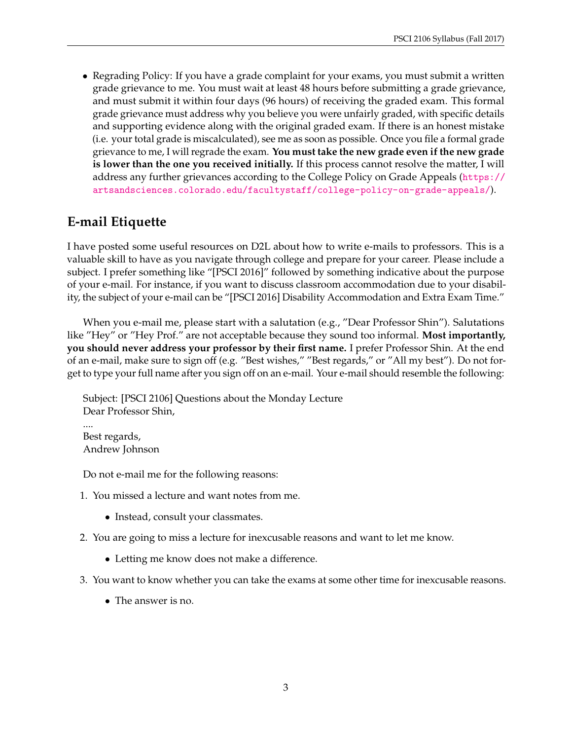- Regrading Policy: If you have a grade complaint for your exams, you must submit a written grade grievance to me. You must wait at least 48 hours before submitting a grade grievance, and must submit it within four days (96 hours) of receiving the graded exam. This formal grade grievance must address why you believe you were unfairly graded, with specific details and supporting evidence along with the original graded exam. If there is an honest mistake (i.e. your total grade is miscalculated), see me as soon as possible. Once you file a formal grade grievance to me, I will regrade the exam. **You must take the new grade even if the new grade is lower than the one you received initially.** If this process cannot resolve the matter, I will address any further grievances according to the College Policy on Grade Appeals (https://artsandsciences.colorado.edu/facultystaff/college-policy-on-grade-appeals/).

## E-mail Etiquette

I have posted some useful resources on D2L about how to write e-mails to professors. This is a valuable skill to have as you navigate through college and prepare for your career. Please include a subject. I prefer something like "[PSCI 2016]" followed by something indicative about the purpose of your e-mail. For instance, if you want to discuss classroom accommodation due to your disability, the subject of your e-mail can be "[PSCI 2016] Disability Accommodation and Extra Exam Time."

When you e-mail me, please start with a salutation (e.g., "Dear Professor Shin"). Salutations like "Hey" or "Hey Prof." are not acceptable because they sound too informal. **Most importantly, you should never address your professor by their first name.** I prefer Professor Shin. At the end of an e-mail, make sure to sign off (e.g. "Best wishes," "Best regards," or "All my best"). Do not forget to type your full name after you sign off on an e-mail. Your e-mail should resemble the following:

Subject: [PSCI 2106] Questions about the Monday Lecture
Dear Professor Shin,
....
Best regards,
Andrew Johnson

Do not e-mail me for the following reasons:

1. You missed a lecture and want notes from me.
   - Instead, consult your classmates.
2. You are going to miss a lecture for inexcusable reasons and want to let me know.
   - Letting me know does not make a difference.
3. You want to know whether you can take the exams at some other time for inexcusable reasons.
   - The answer is no.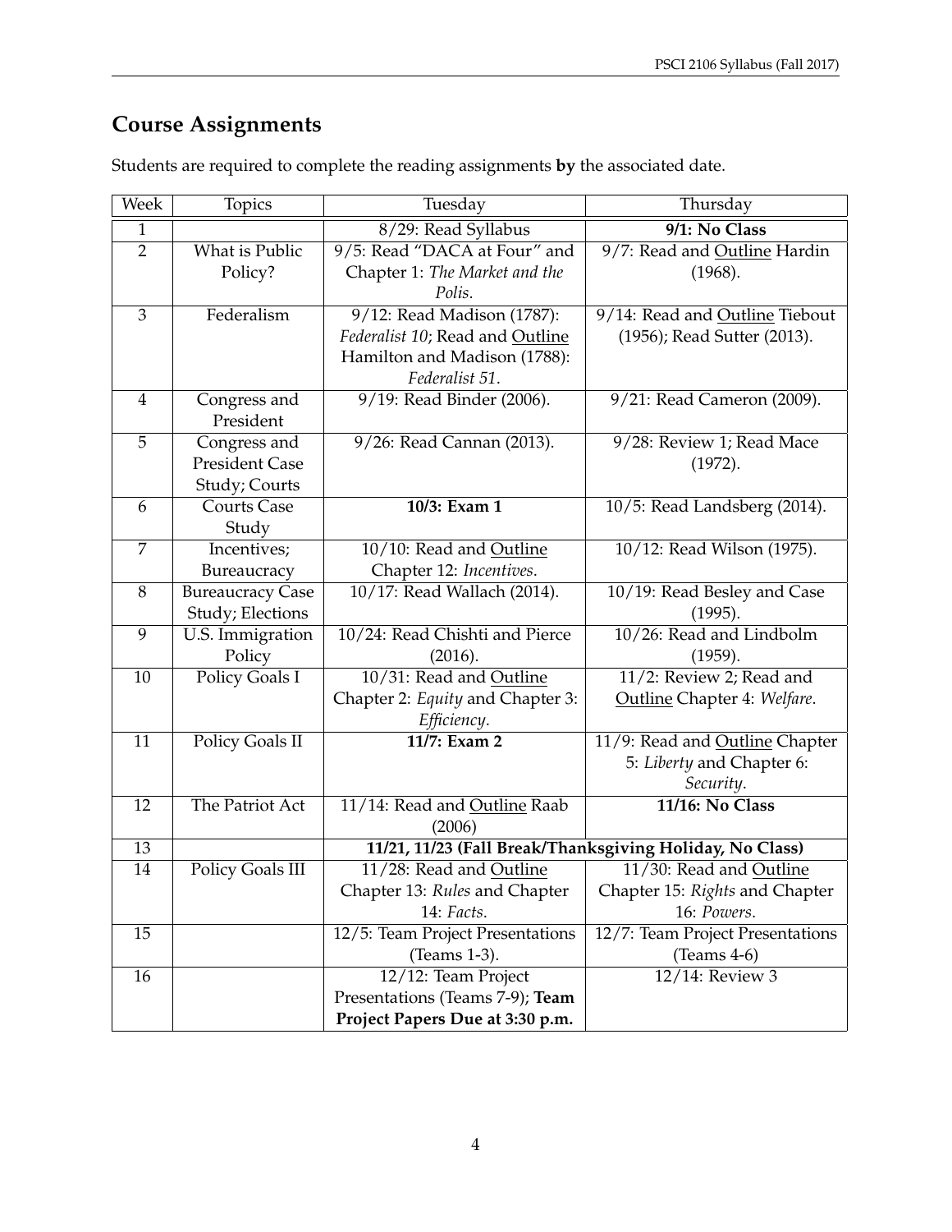## Course Assignments

Students are required to complete the reading assignments **by** the associated date.

| Week | Topics | Tuesday | Thursday |
|---|---|---|---|
| 1 | | 8/29: Read Syllabus | **9/1: No Class** |
| 2 | What is Public Policy? | 9/5: Read "DACA at Four" and Chapter 1: *The Market and the Polis*. | 9/7: Read and Outline Hardin (1968). |
| 3 | Federalism | 9/12: Read Madison (1787): *Federalist 10*; Read and Outline Hamilton and Madison (1788): *Federalist 51*. | 9/14: Read and Outline Tiebout (1956); Read Sutter (2013). |
| 4 | Congress and President | 9/19: Read Binder (2006). | 9/21: Read Cameron (2009). |
| 5 | Congress and President Case Study; Courts | 9/26: Read Cannan (2013). | 9/28: Review 1; Read Mace (1972). |
| 6 | Courts Case Study | **10/3: Exam 1** | 10/5: Read Landsberg (2014). |
| 7 | Incentives; Bureaucracy | 10/10: Read and Outline Chapter 12: *Incentives*. | 10/12: Read Wilson (1975). |
| 8 | Bureaucracy Case Study; Elections | 10/17: Read Wallach (2014). | 10/19: Read Besley and Case (1995). |
| 9 | U.S. Immigration Policy | 10/24: Read Chishti and Pierce (2016). | 10/26: Read and Lindbolm (1959). |
| 10 | Policy Goals I | 10/31: Read and Outline Chapter 2: *Equity* and Chapter 3: *Efficiency*. | 11/2: Review 2; Read and Outline Chapter 4: *Welfare*. |
| 11 | Policy Goals II | **11/7: Exam 2** | 11/9: Read and Outline Chapter 5: *Liberty* and Chapter 6: *Security*. |
| 12 | The Patriot Act | 11/14: Read and Outline Raab (2006) | **11/16: No Class** |
| 13 | | **11/21, 11/23 (Fall Break/Thanksgiving Holiday, No Class)** | |
| 14 | Policy Goals III | 11/28: Read and Outline Chapter 13: *Rules* and Chapter 14: *Facts*. | 11/30: Read and Outline Chapter 15: *Rights* and Chapter 16: *Powers*. |
| 15 | | 12/5: Team Project Presentations (Teams 1-3). | 12/7: Team Project Presentations (Teams 4-6) |
| 16 | | 12/12: Team Project Presentations (Teams 7-9); **Team Project Papers Due at 3:30 p.m.** | 12/14: Review 3 |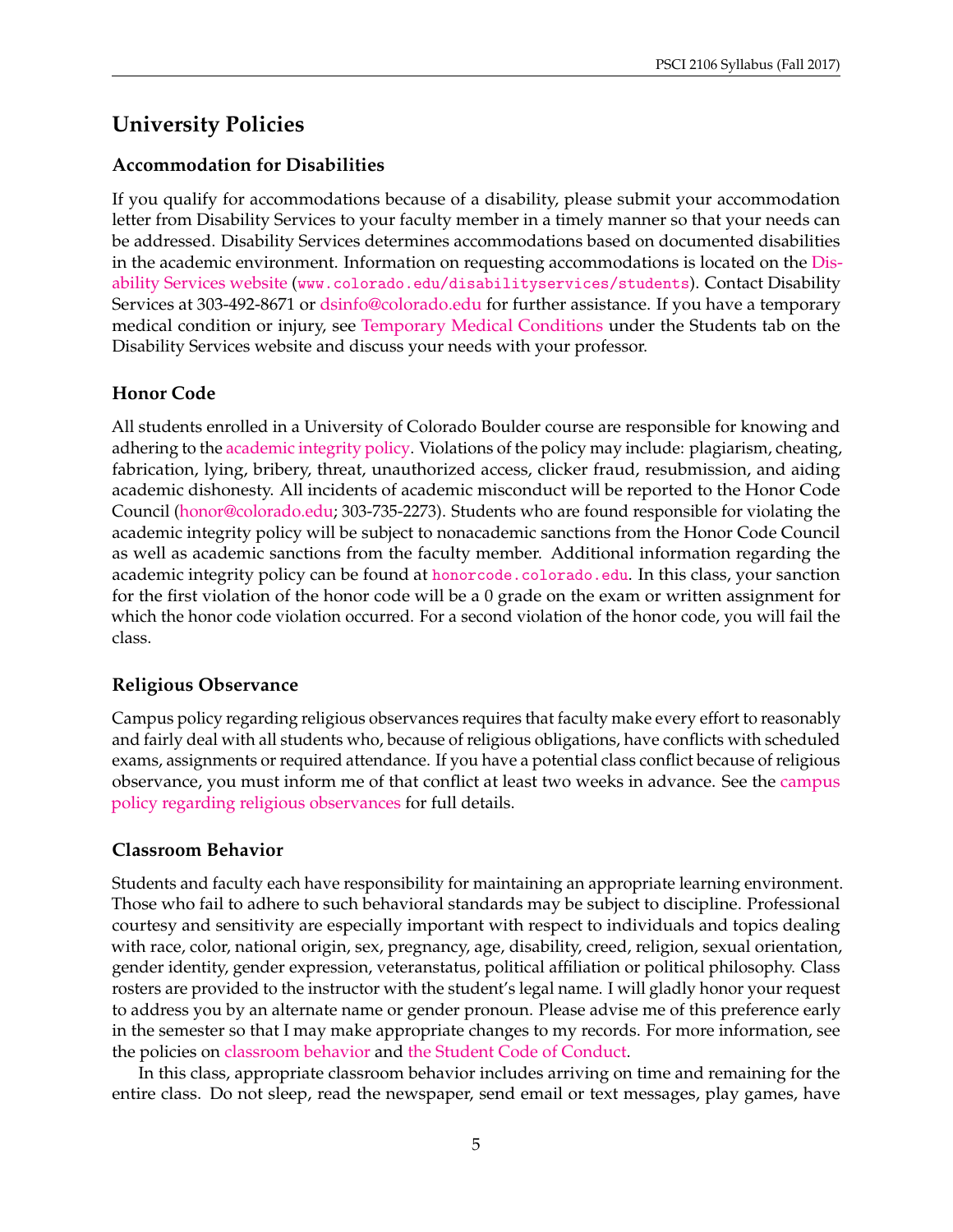# University Policies

## Accommodation for Disabilities

If you qualify for accommodations because of a disability, please submit your accommodation letter from Disability Services to your faculty member in a timely manner so that your needs can be addressed. Disability Services determines accommodations based on documented disabilities in the academic environment. Information on requesting accommodations is located on the Disability Services website (www.colorado.edu/disabilityservices/students). Contact Disability Services at 303-492-8671 or dsinfo@colorado.edu for further assistance. If you have a temporary medical condition or injury, see Temporary Medical Conditions under the Students tab on the Disability Services website and discuss your needs with your professor.

## Honor Code

All students enrolled in a University of Colorado Boulder course are responsible for knowing and adhering to the academic integrity policy. Violations of the policy may include: plagiarism, cheating, fabrication, lying, bribery, threat, unauthorized access, clicker fraud, resubmission, and aiding academic dishonesty. All incidents of academic misconduct will be reported to the Honor Code Council (honor@colorado.edu; 303-735-2273). Students who are found responsible for violating the academic integrity policy will be subject to nonacademic sanctions from the Honor Code Council as well as academic sanctions from the faculty member. Additional information regarding the academic integrity policy can be found at honorcode.colorado.edu. In this class, your sanction for the first violation of the honor code will be a 0 grade on the exam or written assignment for which the honor code violation occurred. For a second violation of the honor code, you will fail the class.

## Religious Observance

Campus policy regarding religious observances requires that faculty make every effort to reasonably and fairly deal with all students who, because of religious obligations, have conflicts with scheduled exams, assignments or required attendance. If you have a potential class conflict because of religious observance, you must inform me of that conflict at least two weeks in advance. See the campus policy regarding religious observances for full details.

## Classroom Behavior

Students and faculty each have responsibility for maintaining an appropriate learning environment. Those who fail to adhere to such behavioral standards may be subject to discipline. Professional courtesy and sensitivity are especially important with respect to individuals and topics dealing with race, color, national origin, sex, pregnancy, age, disability, creed, religion, sexual orientation, gender identity, gender expression, veteranstatus, political affiliation or political philosophy. Class rosters are provided to the instructor with the student's legal name. I will gladly honor your request to address you by an alternate name or gender pronoun. Please advise me of this preference early in the semester so that I may make appropriate changes to my records. For more information, see the policies on classroom behavior and the Student Code of Conduct.

In this class, appropriate classroom behavior includes arriving on time and remaining for the entire class. Do not sleep, read the newspaper, send email or text messages, play games, have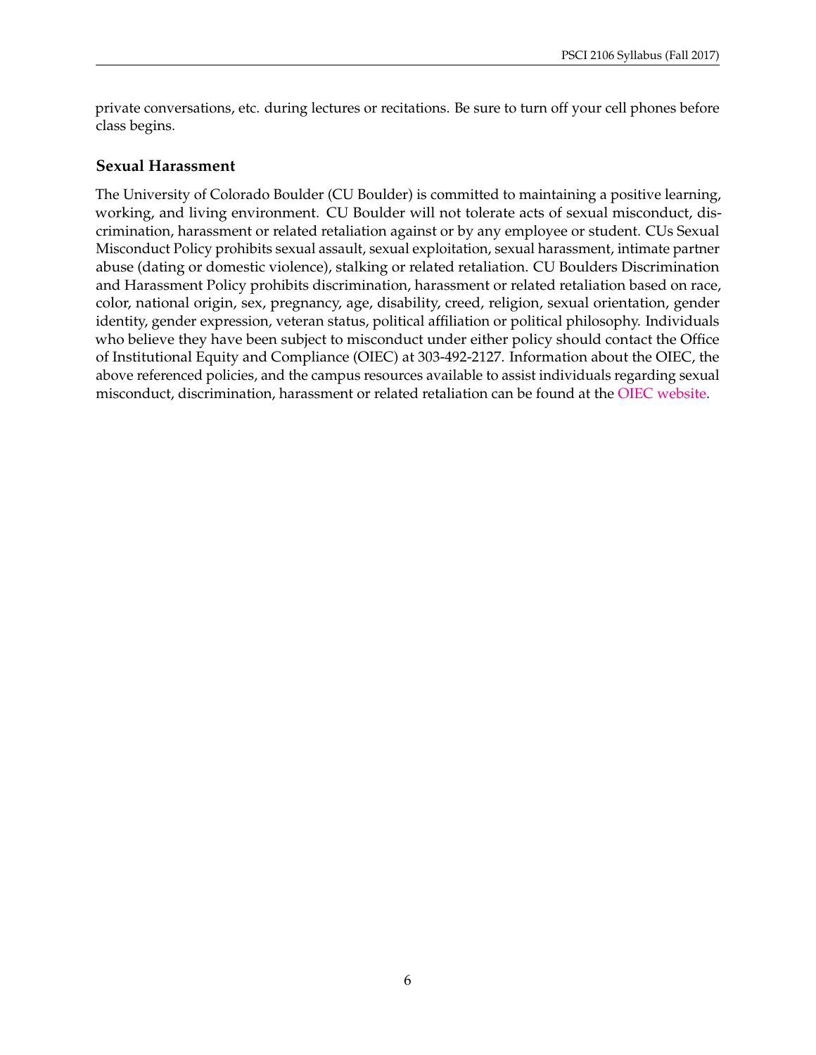private conversations, etc. during lectures or recitations. Be sure to turn off your cell phones before class begins.

### Sexual Harassment

The University of Colorado Boulder (CU Boulder) is committed to maintaining a positive learning, working, and living environment. CU Boulder will not tolerate acts of sexual misconduct, discrimination, harassment or related retaliation against or by any employee or student. CUs Sexual Misconduct Policy prohibits sexual assault, sexual exploitation, sexual harassment, intimate partner abuse (dating or domestic violence), stalking or related retaliation. CU Boulders Discrimination and Harassment Policy prohibits discrimination, harassment or related retaliation based on race, color, national origin, sex, pregnancy, age, disability, creed, religion, sexual orientation, gender identity, gender expression, veteran status, political affiliation or political philosophy. Individuals who believe they have been subject to misconduct under either policy should contact the Office of Institutional Equity and Compliance (OIEC) at 303-492-2127. Information about the OIEC, the above referenced policies, and the campus resources available to assist individuals regarding sexual misconduct, discrimination, harassment or related retaliation can be found at the OIEC website.